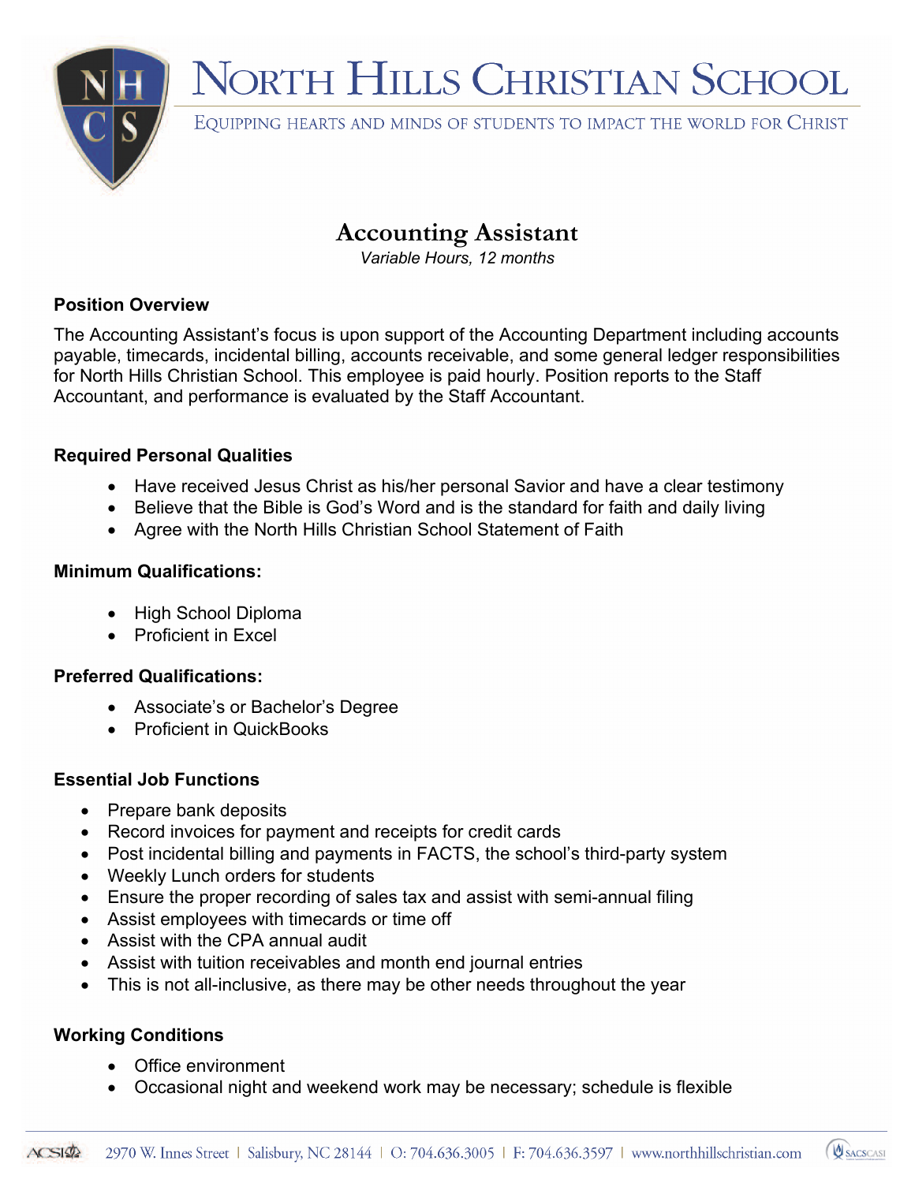# North Hills Christian School

Equipping hearts and minds of students to impact the world for Christ

## Accounting Assistant

*Variable Hours, 12 months*

**Position Overview**

The Accounting Assistant's focus is upon support of the Accounting Department including accounts payable, timecards, incidental billing, accounts receivable, and some general ledger responsibilities for North Hills Christian School. This employee is paid hourly. Position reports to the Staff Accountant, and performance is evaluated by the Staff Accountant.

**Required Personal Qualities**

- Have received Jesus Christ as his/her personal Savior and have a clear testimony
- Believe that the Bible is God's Word and is the standard for faith and daily living
- Agree with the North Hills Christian School Statement of Faith

**Minimum Qualifications:**

- High School Diploma
- Proficient in Excel

**Preferred Qualifications:**

- Associate's or Bachelor's Degree
- Proficient in QuickBooks

**Essential Job Functions**

- Prepare bank deposits
- Record invoices for payment and receipts for credit cards
- Post incidental billing and payments in FACTS, the school's third-party system
- Weekly Lunch orders for students
- Ensure the proper recording of sales tax and assist with semi-annual filing
- Assist employees with timecards or time off
- Assist with the CPA annual audit
- Assist with tuition receivables and month end journal entries
- This is not all-inclusive, as there may be other needs throughout the year

**Working Conditions**

- Office environment
- Occasional night and weekend work may be necessary; schedule is flexible

2970 W. Innes Street | Salisbury, NC 28144 | O: 704.636.3005 | F: 704.636.3597 | www.northhillschristian.com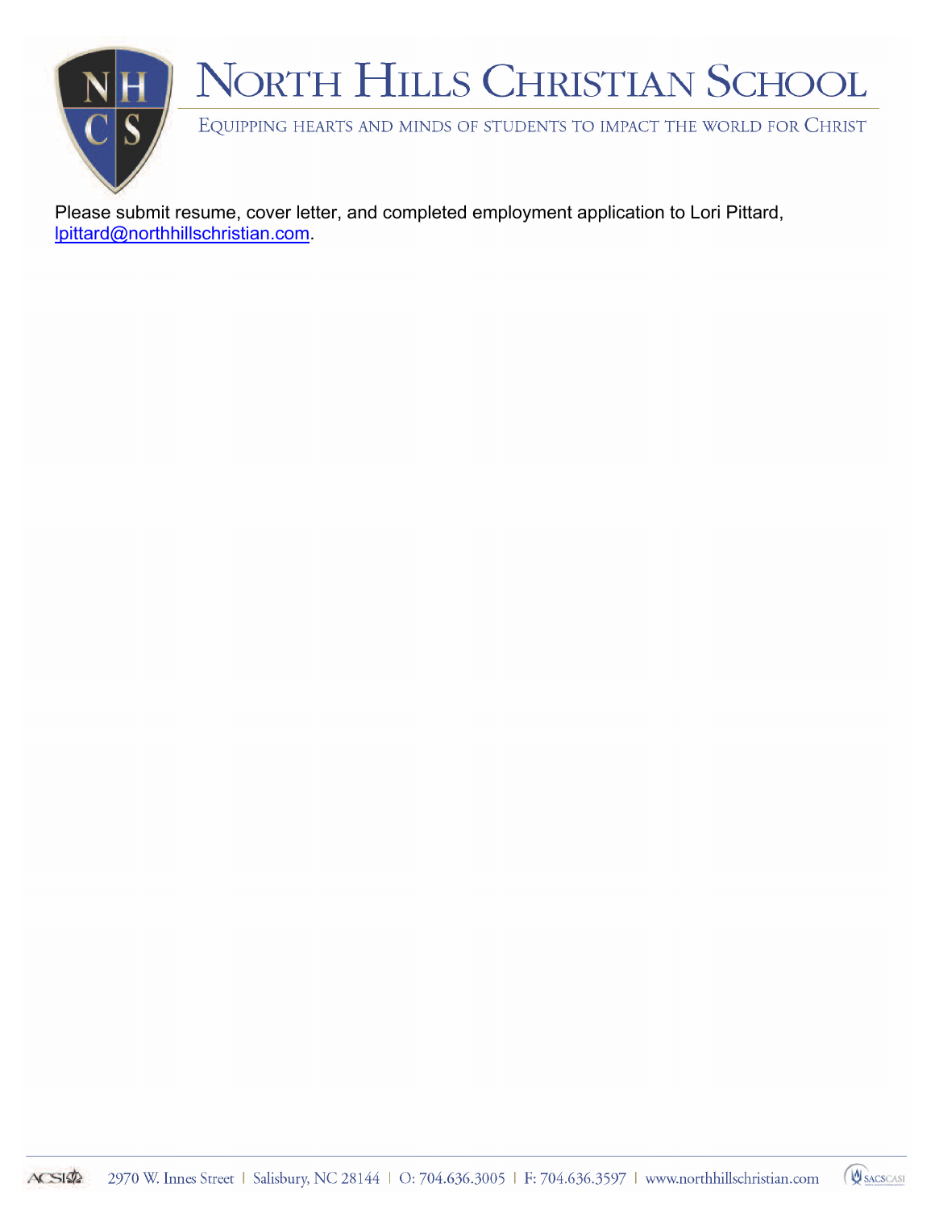# NORTH HILLS CHRISTIAN SCHOOL

EQUIPPING HEARTS AND MINDS OF STUDENTS TO IMPACT THE WORLD FOR CHRIST

Please submit resume, cover letter, and completed employment application to Lori Pittard, lpittard@northhillschristian.com.

2970 W. Innes Street | Salisbury, NC 28144 | O: 704.636.3005 | F: 704.636.3597 | www.northhillschristian.com